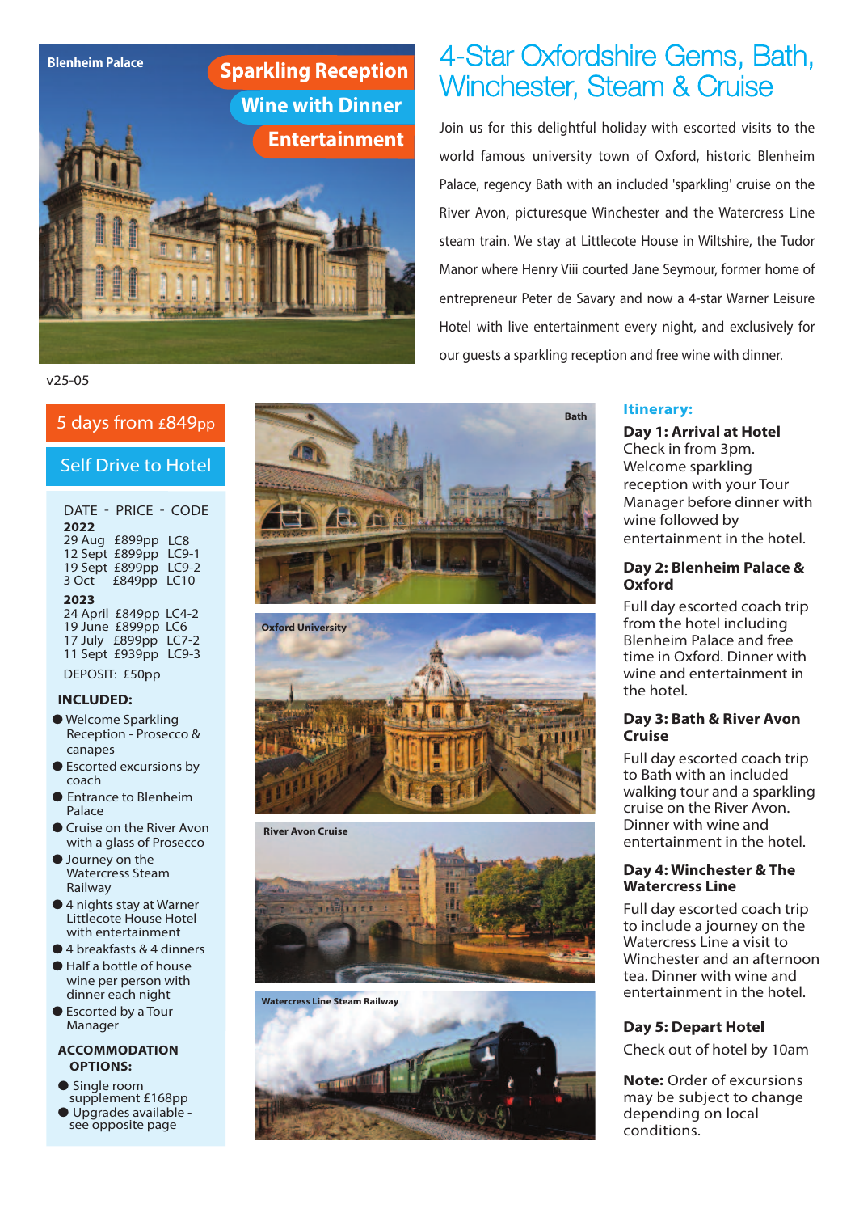Blenheim Palace

Sparkling Reception

Wine with Dinner

Entertainment

# 4-Star Oxfordshire Gems, Bath, Winchester, Steam & Cruise

Join us for this delightful holiday with escorted visits to the world famous university town of Oxford, historic Blenheim Palace, regency Bath with an included 'sparkling' cruise on the River Avon, picturesque Winchester and the Watercress Line steam train. We stay at Littlecote House in Wiltshire, the Tudor Manor where Henry Viii courted Jane Seymour, former home of entrepreneur Peter de Savary and now a 4-star Warner Leisure Hotel with live entertainment every night, and exclusively for our guests a sparkling reception and free wine with dinner.

v25-05

## 5 days from £849pp

## Self Drive to Hotel

| DATE | PRICE | CODE |
|---|---|---|
| **2022** | | |
| 29 Aug | £899pp | LC8 |
| 12 Sept | £899pp | LC9-1 |
| 19 Sept | £899pp | LC9-2 |
| 3 Oct | £849pp | LC10 |
| **2023** | | |
| 24 April | £849pp | LC4-2 |
| 19 June | £899pp | LC6 |
| 17 July | £899pp | LC7-2 |
| 11 Sept | £939pp | LC9-3 |

DEPOSIT: £50pp

**INCLUDED:**

- Welcome Sparkling Reception - Prosecco & canapes
- Escorted excursions by coach
- Entrance to Blenheim Palace
- Cruise on the River Avon with a glass of Prosecco
- Journey on the Watercress Steam Railway
- 4 nights stay at Warner Littlecote House Hotel with entertainment
- 4 breakfasts & 4 dinners
- Half a bottle of house wine per person with dinner each night
- Escorted by a Tour Manager

**ACCOMMODATION OPTIONS:**

- Single room supplement £168pp
- Upgrades available - see opposite page

Bath

Oxford University

River Avon Cruise

Watercress Line Steam Railway

### Itinerary:

**Day 1: Arrival at Hotel**
Check in from 3pm. Welcome sparkling reception with your Tour Manager before dinner with wine followed by entertainment in the hotel.

**Day 2: Blenheim Palace & Oxford**
Full day escorted coach trip from the hotel including Blenheim Palace and free time in Oxford. Dinner with wine and entertainment in the hotel.

**Day 3: Bath & River Avon Cruise**
Full day escorted coach trip to Bath with an included walking tour and a sparkling cruise on the River Avon. Dinner with wine and entertainment in the hotel.

**Day 4: Winchester & The Watercress Line**
Full day escorted coach trip to include a journey on the Watercress Line a visit to Winchester and an afternoon tea. Dinner with wine and entertainment in the hotel.

**Day 5: Depart Hotel**
Check out of hotel by 10am

**Note:** Order of excursions may be subject to change depending on local conditions.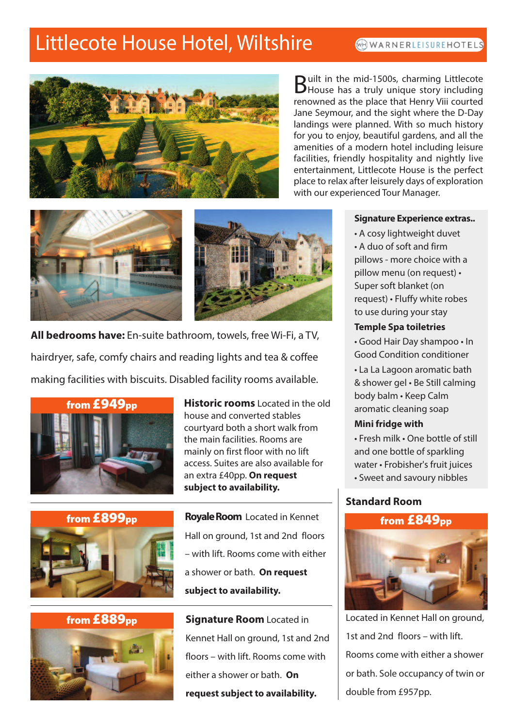# Littlecote House Hotel, Wiltshire

WARNERLEISUREHOTELS

Built in the mid-1500s, charming Littlecote House has a truly unique story including renowned as the place that Henry Viii courted Jane Seymour, and the sight where the D-Day landings were planned. With so much history for you to enjoy, beautiful gardens, and all the amenities of a modern hotel including leisure facilities, friendly hospitality and nightly live entertainment, Littlecote House is the perfect place to relax after leisurely days of exploration with our experienced Tour Manager.

**All bedrooms have:** En-suite bathroom, towels, free Wi-Fi, a TV, hairdryer, safe, comfy chairs and reading lights and tea & coffee making facilities with biscuits. Disabled facility rooms available.

**from £949pp**

**Historic rooms** Located in the old house and converted stables courtyard both a short walk from the main facilities. Rooms are mainly on first floor with no lift access. Suites are also available for an extra £40pp. **On request subject to availability.**

**from £899pp**

**Royale Room** Located in Kennet Hall on ground, 1st and 2nd floors – with lift. Rooms come with either a shower or bath. **On request subject to availability.**

**from £889pp**

**Signature Room** Located in Kennet Hall on ground, 1st and 2nd floors – with lift. Rooms come with either a shower or bath. **On request subject to availability.**

**Signature Experience extras..**

- A cosy lightweight duvet
- A duo of soft and firm pillows - more choice with a pillow menu (on request)
- Super soft blanket (on request)
- Fluffy white robes to use during your stay

**Temple Spa toiletries**

- Good Hair Day shampoo
- In Good Condition conditioner
- La La Lagoon aromatic bath & shower gel
- Be Still calming body balm
- Keep Calm aromatic cleaning soap

**Mini fridge with**

- Fresh milk
- One bottle of still and one bottle of sparkling water
- Frobisher's fruit juices
- Sweet and savoury nibbles

## Standard Room

**from £849pp**

Located in Kennet Hall on ground, 1st and 2nd floors – with lift. Rooms come with either a shower or bath. Sole occupancy of twin or double from £957pp.